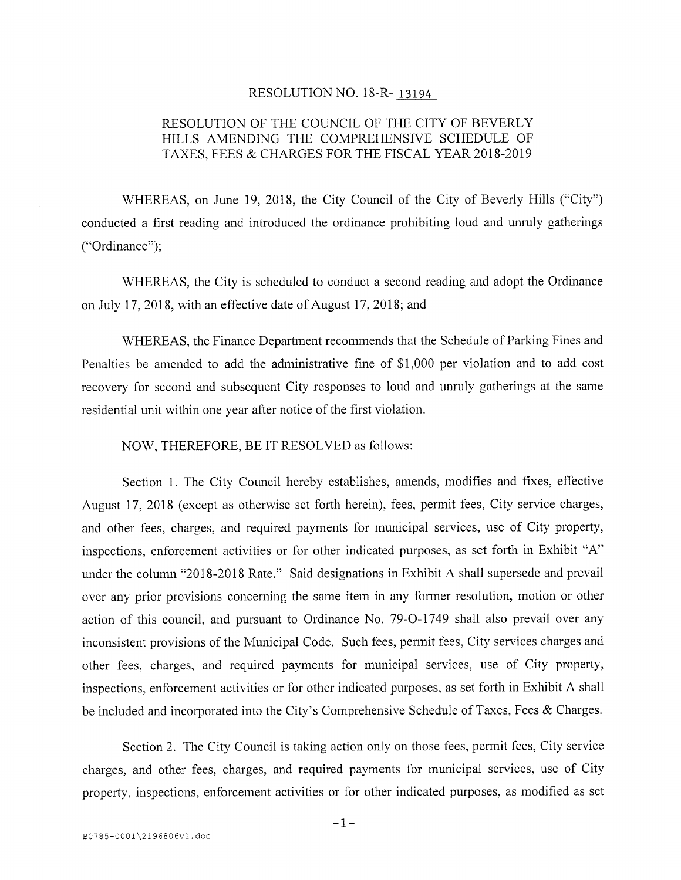RESOLUTION NO. 18-R- 13194

RESOLUTION OF THE COUNCIL OF THE CITY OF BEVERLY HILLS AMENDING THE COMPREHENSIVE SCHEDULE OF TAXES, FEES & CHARGES FOR THE FISCAL YEAR 2018-2019

WHEREAS, on June 19, 2018, the City Council of the City of Beverly Hills ("City") conducted a first reading and introduced the ordinance prohibiting loud and unruly gatherings ("Ordinance");

WHEREAS, the City is scheduled to conduct a second reading and adopt the Ordinance on July 17, 2018, with an effective date of August 17, 2018; and

WHEREAS, the Finance Department recommends that the Schedule of Parking Fines and Penalties be amended to add the administrative fine of $1,000 per violation and to add cost recovery for second and subsequent City responses to loud and unruly gatherings at the same residential unit within one year after notice of the first violation.

NOW, THEREFORE, BE IT RESOLVED as follows:

Section 1. The City Council hereby establishes, amends, modifies and fixes, effective August 17, 2018 (except as otherwise set forth herein), fees, permit fees, City service charges, and other fees, charges, and required payments for municipal services, use of City property, inspections, enforcement activities or for other indicated purposes, as set forth in Exhibit "A" under the column "2018-2018 Rate." Said designations in Exhibit A shall supersede and prevail over any prior provisions concerning the same item in any former resolution, motion or other action of this council, and pursuant to Ordinance No. 79-O-1749 shall also prevail over any inconsistent provisions of the Municipal Code. Such fees, permit fees, City services charges and other fees, charges, and required payments for municipal services, use of City property, inspections, enforcement activities or for other indicated purposes, as set forth in Exhibit A shall be included and incorporated into the City's Comprehensive Schedule of Taxes, Fees & Charges.

Section 2. The City Council is taking action only on those fees, permit fees, City service charges, and other fees, charges, and required payments for municipal services, use of City property, inspections, enforcement activities or for other indicated purposes, as modified as set

B0785-0001\2196806v1.doc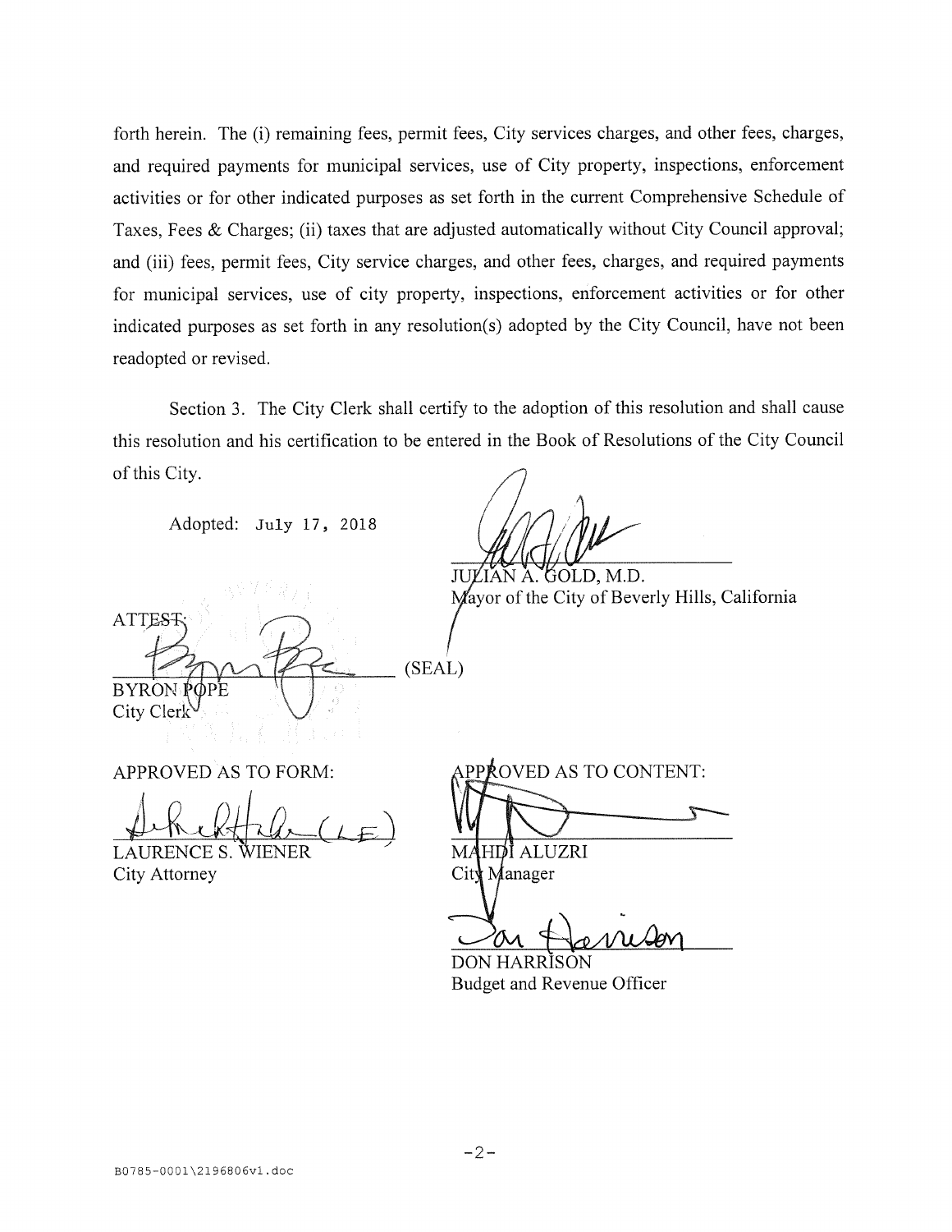forth herein. The (i) remaining fees, permit fees, City services charges, and other fees, charges, and required payments for municipal services, use of City property, inspections, enforcement activities or for other indicated purposes as set forth in the current Comprehensive Schedule of Taxes, Fees & Charges; (ii) taxes that are adjusted automatically without City Council approval; and (iii) fees, permit fees, City service charges, and other fees, charges, and required payments for municipal services, use of city property, inspections, enforcement activities or for other indicated purposes as set forth in any resolution(s) adopted by the City Council, have not been readopted or revised.

Section 3. The City Clerk shall certify to the adoption of this resolution and shall cause this resolution and his certification to be entered in the Book of Resolutions of the City Council of this City.

Adopted: July 17, 2018

JULIAN A. GOLD, M.D.
Mayor of the City of Beverly Hills, California

ATTEST:

BYRON POPE
City Clerk

(SEAL)

APPROVED AS TO FORM:

LAURENCE S. WIENER
City Attorney

APPROVED AS TO CONTENT:

MAHDI ALUZRI
City Manager

DON HARRISON
Budget and Revenue Officer

B0785-0001\2196806v1.doc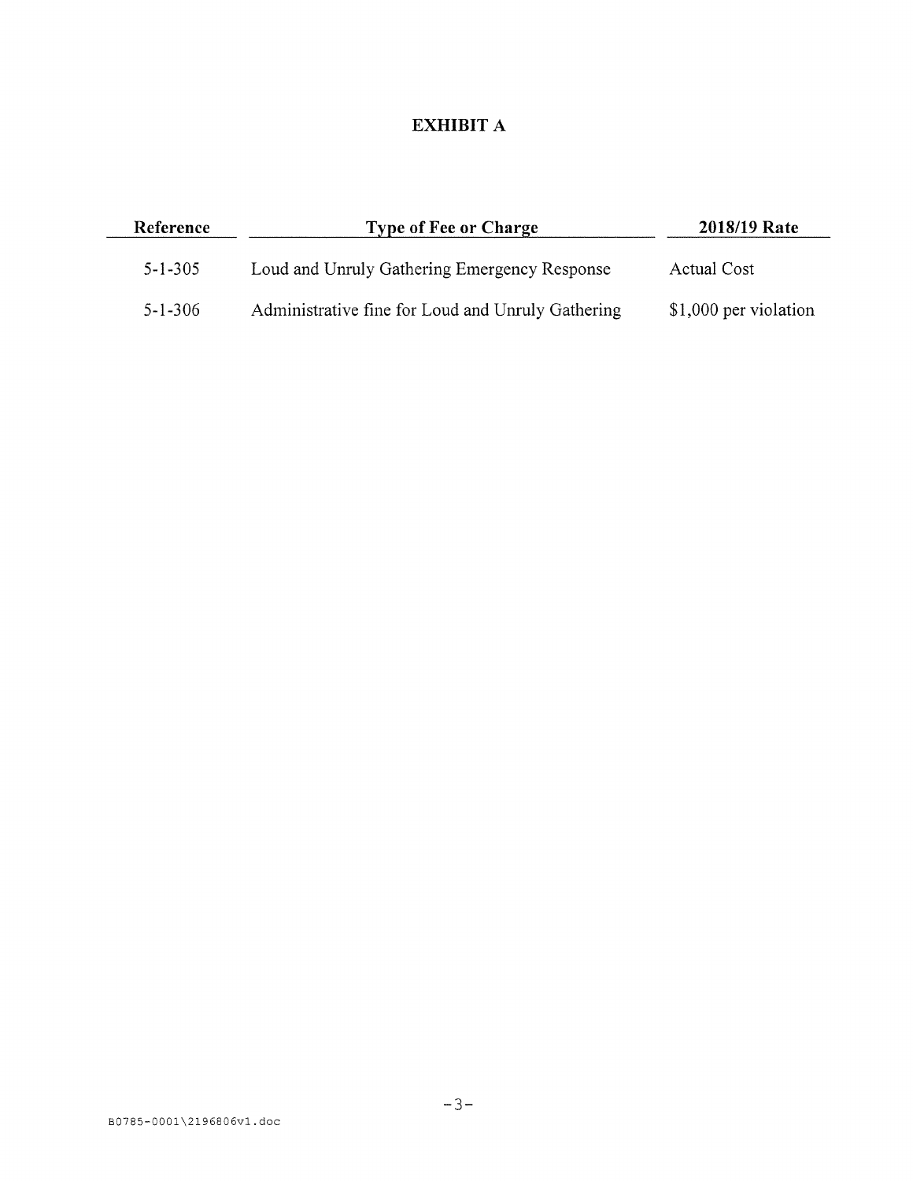# EXHIBIT A

| Reference | Type of Fee or Charge | 2018/19 Rate |
| --- | --- | --- |
| 5-1-305 | Loud and Unruly Gathering Emergency Response | Actual Cost |
| 5-1-306 | Administrative fine for Loud and Unruly Gathering | $1,000 per violation |

B0785-0001\2196806v1.doc